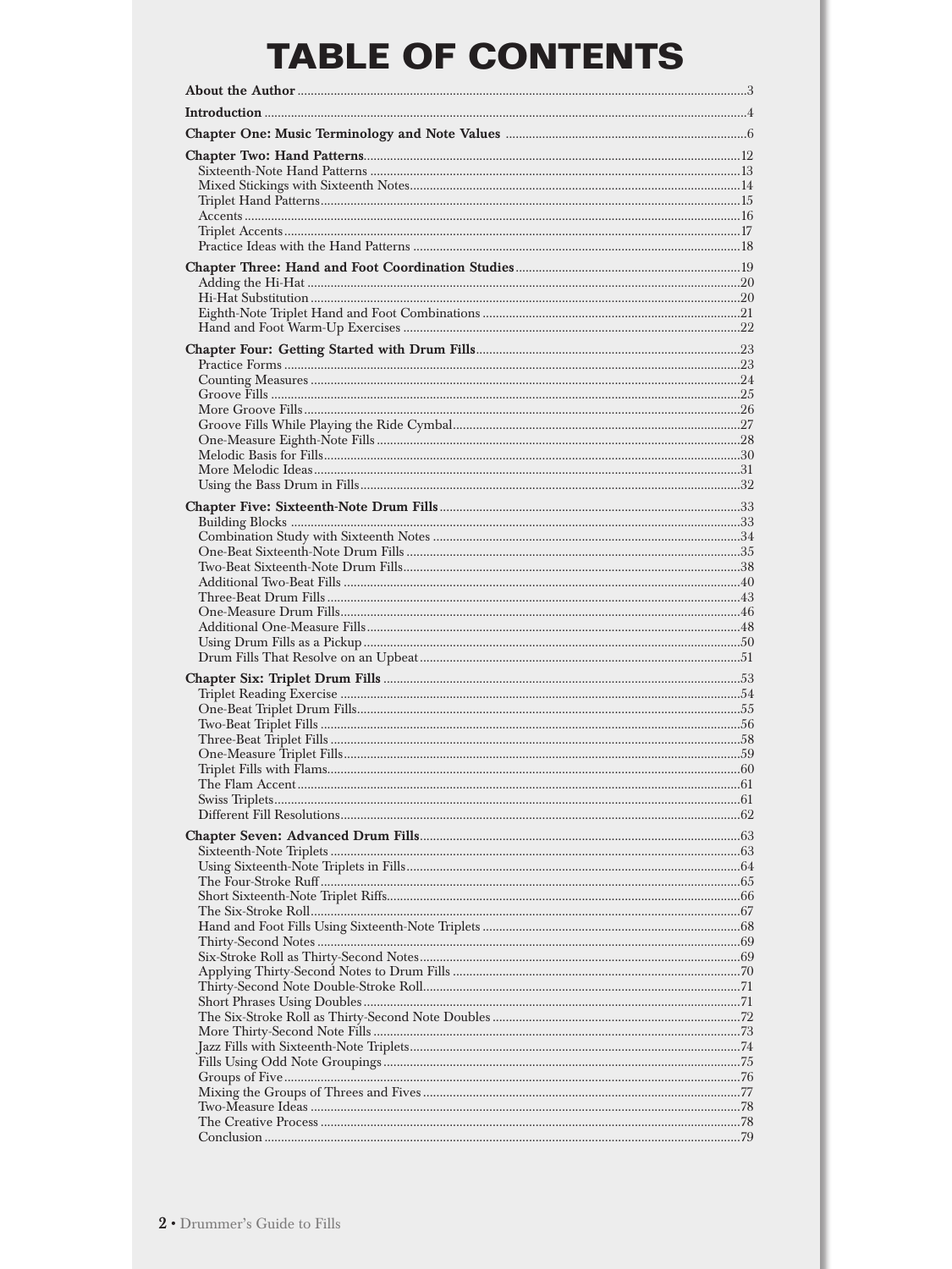# TABLE OF CONTENTS

**About the Author** ........................................ 3

**Introduction** ........................................ 4

**Chapter One: Music Terminology and Note Values** ........................................ 6

**Chapter Two: Hand Patterns** ........................................ 12
- Sixteenth-Note Hand Patterns ........................................ 13
- Mixed Stickings with Sixteenth Notes ........................................ 14
- Triplet Hand Patterns ........................................ 15
- Accents ........................................ 16
- Triplet Accents ........................................ 17
- Practice Ideas with the Hand Patterns ........................................ 18

**Chapter Three: Hand and Foot Coordination Studies** ........................................ 19
- Adding the Hi-Hat ........................................ 20
- Hi-Hat Substitution ........................................ 20
- Eighth-Note Triplet Hand and Foot Combinations ........................................ 21
- Hand and Foot Warm-Up Exercises ........................................ 22

**Chapter Four: Getting Started with Drum Fills** ........................................ 23
- Practice Forms ........................................ 23
- Counting Measures ........................................ 24
- Groove Fills ........................................ 25
- More Groove Fills ........................................ 26
- Groove Fills While Playing the Ride Cymbal ........................................ 27
- One-Measure Eighth-Note Fills ........................................ 28
- Melodic Basis for Fills ........................................ 30
- More Melodic Ideas ........................................ 31
- Using the Bass Drum in Fills ........................................ 32

**Chapter Five: Sixteenth-Note Drum Fills** ........................................ 33
- Building Blocks ........................................ 33
- Combination Study with Sixteenth Notes ........................................ 34
- One-Beat Sixteenth-Note Drum Fills ........................................ 35
- Two-Beat Sixteenth-Note Drum Fills ........................................ 38
- Additional Two-Beat Fills ........................................ 40
- Three-Beat Drum Fills ........................................ 43
- One-Measure Drum Fills ........................................ 46
- Additional One-Measure Fills ........................................ 48
- Using Drum Fills as a Pickup ........................................ 50
- Drum Fills That Resolve on an Upbeat ........................................ 51

**Chapter Six: Triplet Drum Fills** ........................................ 53
- Triplet Reading Exercise ........................................ 54
- One-Beat Triplet Drum Fills ........................................ 55
- Two-Beat Triplet Fills ........................................ 56
- Three-Beat Triplet Fills ........................................ 58
- One-Measure Triplet Fills ........................................ 59
- Triplet Fills with Flams ........................................ 60
- The Flam Accent ........................................ 61
- Swiss Triplets ........................................ 61
- Different Fill Resolutions ........................................ 62

**Chapter Seven: Advanced Drum Fills** ........................................ 63
- Sixteenth-Note Triplets ........................................ 63
- Using Sixteenth-Note Triplets in Fills ........................................ 64
- The Four-Stroke Ruff ........................................ 65
- Short Sixteenth-Note Triplet Riffs ........................................ 66
- The Six-Stroke Roll ........................................ 67
- Hand and Foot Fills Using Sixteenth-Note Triplets ........................................ 68
- Thirty-Second Notes ........................................ 69
- Six-Stroke Roll as Thirty-Second Notes ........................................ 69
- Applying Thirty-Second Notes to Drum Fills ........................................ 70
- Thirty-Second Note Double-Stroke Roll ........................................ 71
- Short Phrases Using Doubles ........................................ 71
- The Six-Stroke Roll as Thirty-Second Note Doubles ........................................ 72
- More Thirty-Second Note Fills ........................................ 73
- Jazz Fills with Sixteenth-Note Triplets ........................................ 74
- Fills Using Odd Note Groupings ........................................ 75
- Groups of Five ........................................ 76
- Mixing the Groups of Threes and Fives ........................................ 77
- Two-Measure Ideas ........................................ 78
- The Creative Process ........................................ 78
- Conclusion ........................................ 79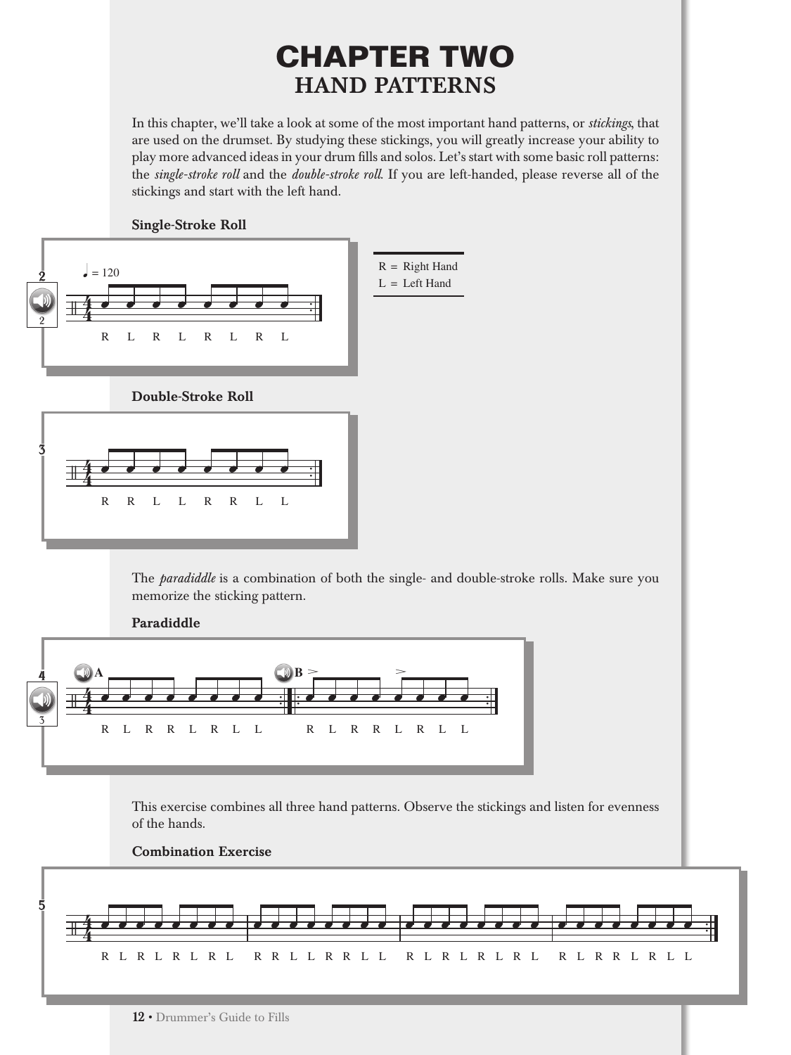# CHAPTER TWO
## HAND PATTERNS

In this chapter, we'll take a look at some of the most important hand patterns, or *stickings*, that are used on the drumset. By studying these stickings, you will greatly increase your ability to play more advanced ideas in your drum fills and solos. Let's start with some basic roll patterns: the *single-stroke roll* and the *double-stroke roll*. If you are left-handed, please reverse all of the stickings and start with the left hand.

**Single-Stroke Roll**

2

♩ = 120

R L R L R L R L

R = Right Hand
L = Left Hand

**Double-Stroke Roll**

3

R R L L R R L L

The *paradiddle* is a combination of both the single- and double-stroke rolls. Make sure you memorize the sticking pattern.

**Paradiddle**

4

A

R L R R L R L L

B

R L R R L R L L

This exercise combines all three hand patterns. Observe the stickings and listen for evenness of the hands.

**Combination Exercise**

5

R L R L R L R L   R R L L R R L L   R L R L R L R L   R L R R L R L L